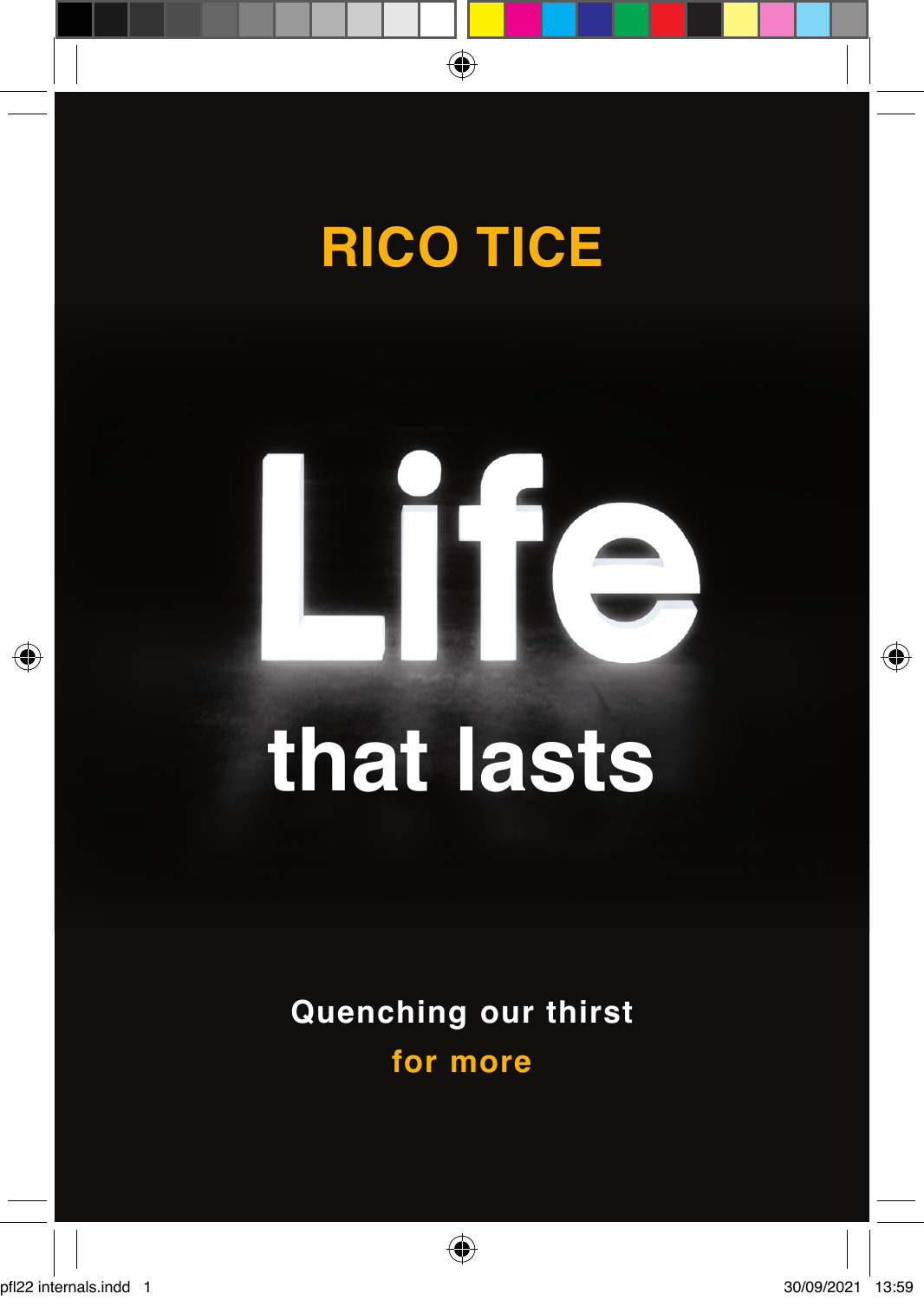RICO TICE

# Life that lasts

Quenching our thirst for more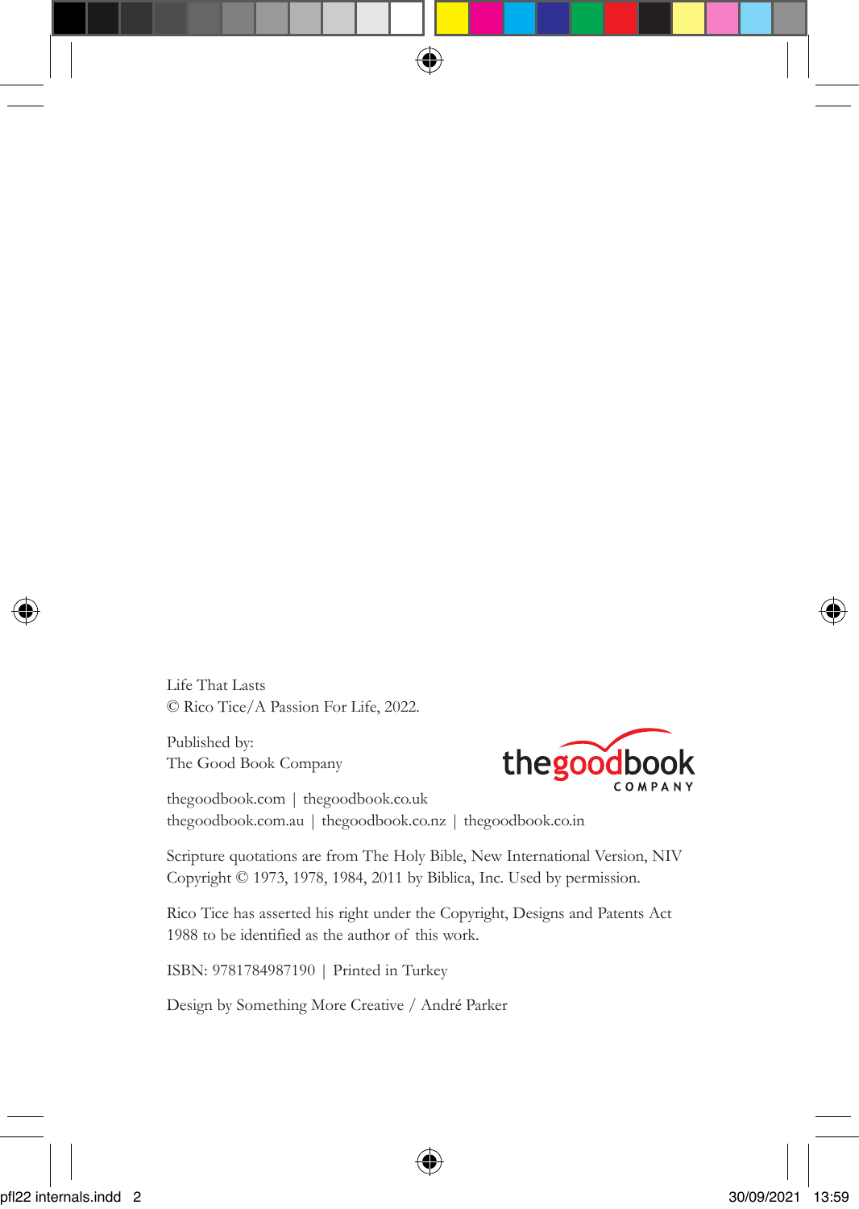Life That Lasts
© Rico Tice/A Passion For Life, 2022.

Published by:
The Good Book Company

thegoodbook.com | thegoodbook.co.uk
thegoodbook.com.au | thegoodbook.co.nz | thegoodbook.co.in

Scripture quotations are from The Holy Bible, New International Version, NIV Copyright © 1973, 1978, 1984, 2011 by Biblica, Inc. Used by permission.

Rico Tice has asserted his right under the Copyright, Designs and Patents Act 1988 to be identified as the author of this work.

ISBN: 9781784987190 | Printed in Turkey

Design by Something More Creative / André Parker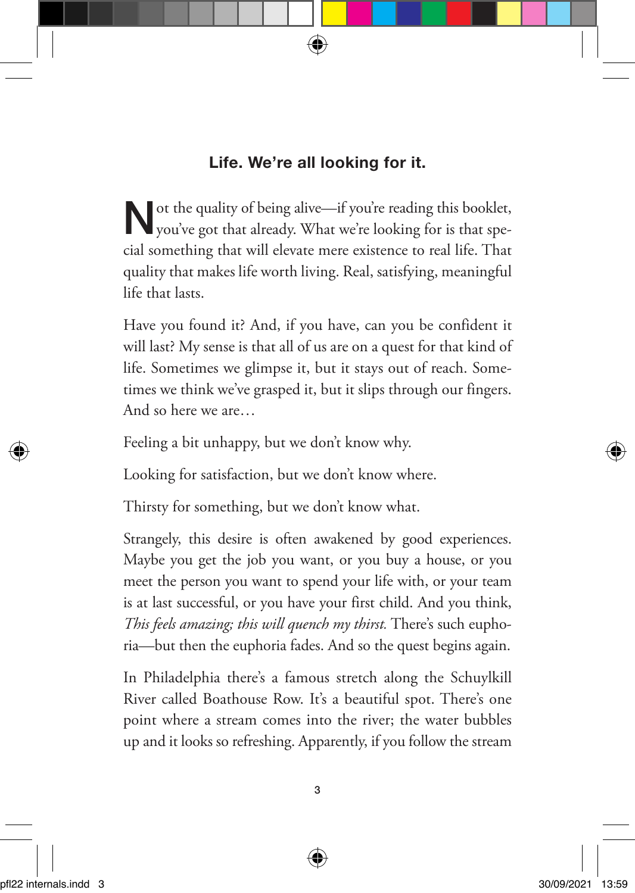## Life. We're all looking for it.

Not the quality of being alive—if you're reading this booklet, you've got that already. What we're looking for is that special something that will elevate mere existence to real life. That quality that makes life worth living. Real, satisfying, meaningful life that lasts.

Have you found it? And, if you have, can you be confident it will last? My sense is that all of us are on a quest for that kind of life. Sometimes we glimpse it, but it stays out of reach. Sometimes we think we've grasped it, but it slips through our fingers. And so here we are…

Feeling a bit unhappy, but we don't know why.

Looking for satisfaction, but we don't know where.

Thirsty for something, but we don't know what.

Strangely, this desire is often awakened by good experiences. Maybe you get the job you want, or you buy a house, or you meet the person you want to spend your life with, or your team is at last successful, or you have your first child. And you think, *This feels amazing; this will quench my thirst.* There's such euphoria—but then the euphoria fades. And so the quest begins again.

In Philadelphia there's a famous stretch along the Schuylkill River called Boathouse Row. It's a beautiful spot. There's one point where a stream comes into the river; the water bubbles up and it looks so refreshing. Apparently, if you follow the stream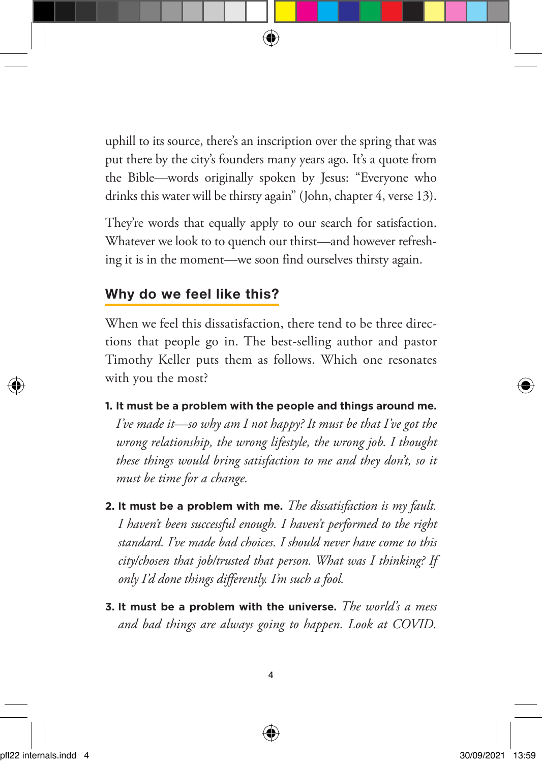uphill to its source, there's an inscription over the spring that was put there by the city's founders many years ago. It's a quote from the Bible—words originally spoken by Jesus: "Everyone who drinks this water will be thirsty again" (John, chapter 4, verse 13).

They're words that equally apply to our search for satisfaction. Whatever we look to to quench our thirst—and however refreshing it is in the moment—we soon find ourselves thirsty again.

## Why do we feel like this?

When we feel this dissatisfaction, there tend to be three directions that people go in. The best-selling author and pastor Timothy Keller puts them as follows. Which one resonates with you the most?

1. **It must be a problem with the people and things around me.** *I've made it—so why am I not happy? It must be that I've got the wrong relationship, the wrong lifestyle, the wrong job. I thought these things would bring satisfaction to me and they don't, so it must be time for a change.*

2. **It must be a problem with me.** *The dissatisfaction is my fault. I haven't been successful enough. I haven't performed to the right standard. I've made bad choices. I should never have come to this city/chosen that job/trusted that person. What was I thinking? If only I'd done things differently. I'm such a fool.*

3. **It must be a problem with the universe.** *The world's a mess and bad things are always going to happen. Look at COVID.*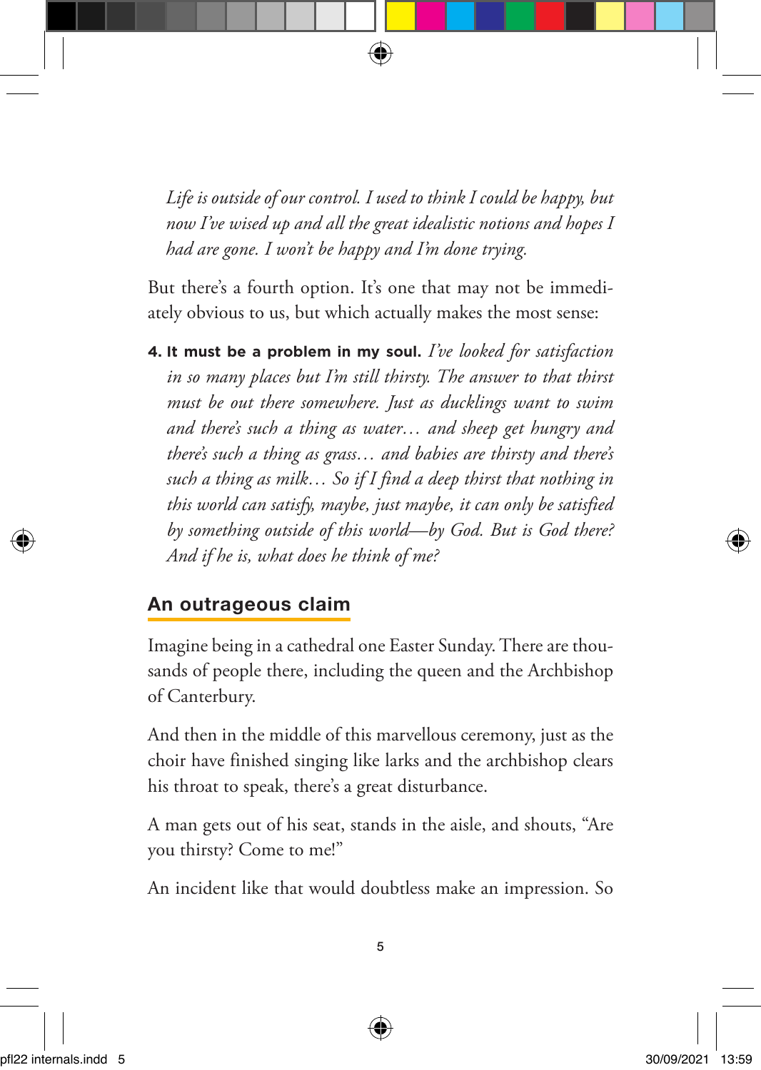*Life is outside of our control. I used to think I could be happy, but now I've wised up and all the great idealistic notions and hopes I had are gone. I won't be happy and I'm done trying.*

But there's a fourth option. It's one that may not be immediately obvious to us, but which actually makes the most sense:

4. **It must be a problem in my soul.** *I've looked for satisfaction in so many places but I'm still thirsty. The answer to that thirst must be out there somewhere. Just as ducklings want to swim and there's such a thing as water… and sheep get hungry and there's such a thing as grass… and babies are thirsty and there's such a thing as milk… So if I find a deep thirst that nothing in this world can satisfy, maybe, just maybe, it can only be satisfied by something outside of this world—by God. But is God there? And if he is, what does he think of me?*

## An outrageous claim

Imagine being in a cathedral one Easter Sunday. There are thousands of people there, including the queen and the Archbishop of Canterbury.

And then in the middle of this marvellous ceremony, just as the choir have finished singing like larks and the archbishop clears his throat to speak, there's a great disturbance.

A man gets out of his seat, stands in the aisle, and shouts, "Are you thirsty? Come to me!"

An incident like that would doubtless make an impression. So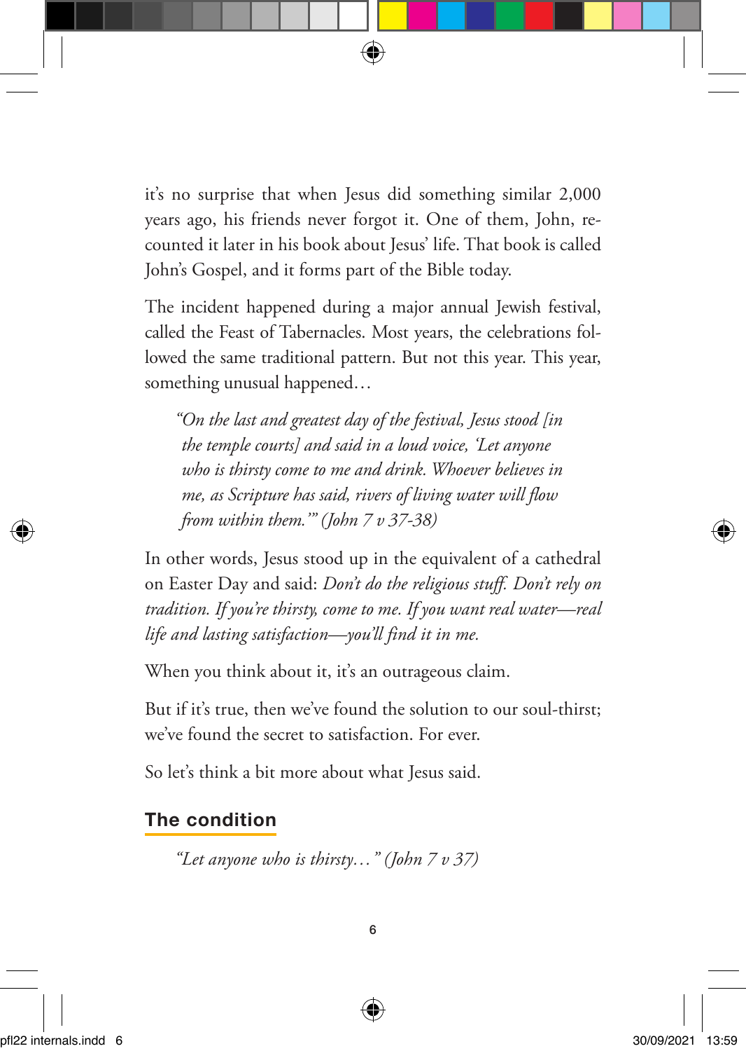it's no surprise that when Jesus did something similar 2,000 years ago, his friends never forgot it. One of them, John, recounted it later in his book about Jesus' life. That book is called John's Gospel, and it forms part of the Bible today.

The incident happened during a major annual Jewish festival, called the Feast of Tabernacles. Most years, the celebrations followed the same traditional pattern. But not this year. This year, something unusual happened…

> *"On the last and greatest day of the festival, Jesus stood [in the temple courts] and said in a loud voice, 'Let anyone who is thirsty come to me and drink. Whoever believes in me, as Scripture has said, rivers of living water will flow from within them.'" (John 7 v 37-38)*

In other words, Jesus stood up in the equivalent of a cathedral on Easter Day and said: *Don't do the religious stuff. Don't rely on tradition. If you're thirsty, come to me. If you want real water—real life and lasting satisfaction—you'll find it in me.*

When you think about it, it's an outrageous claim.

But if it's true, then we've found the solution to our soul-thirst; we've found the secret to satisfaction. For ever.

So let's think a bit more about what Jesus said.

## The condition

> *"Let anyone who is thirsty…" (John 7 v 37)*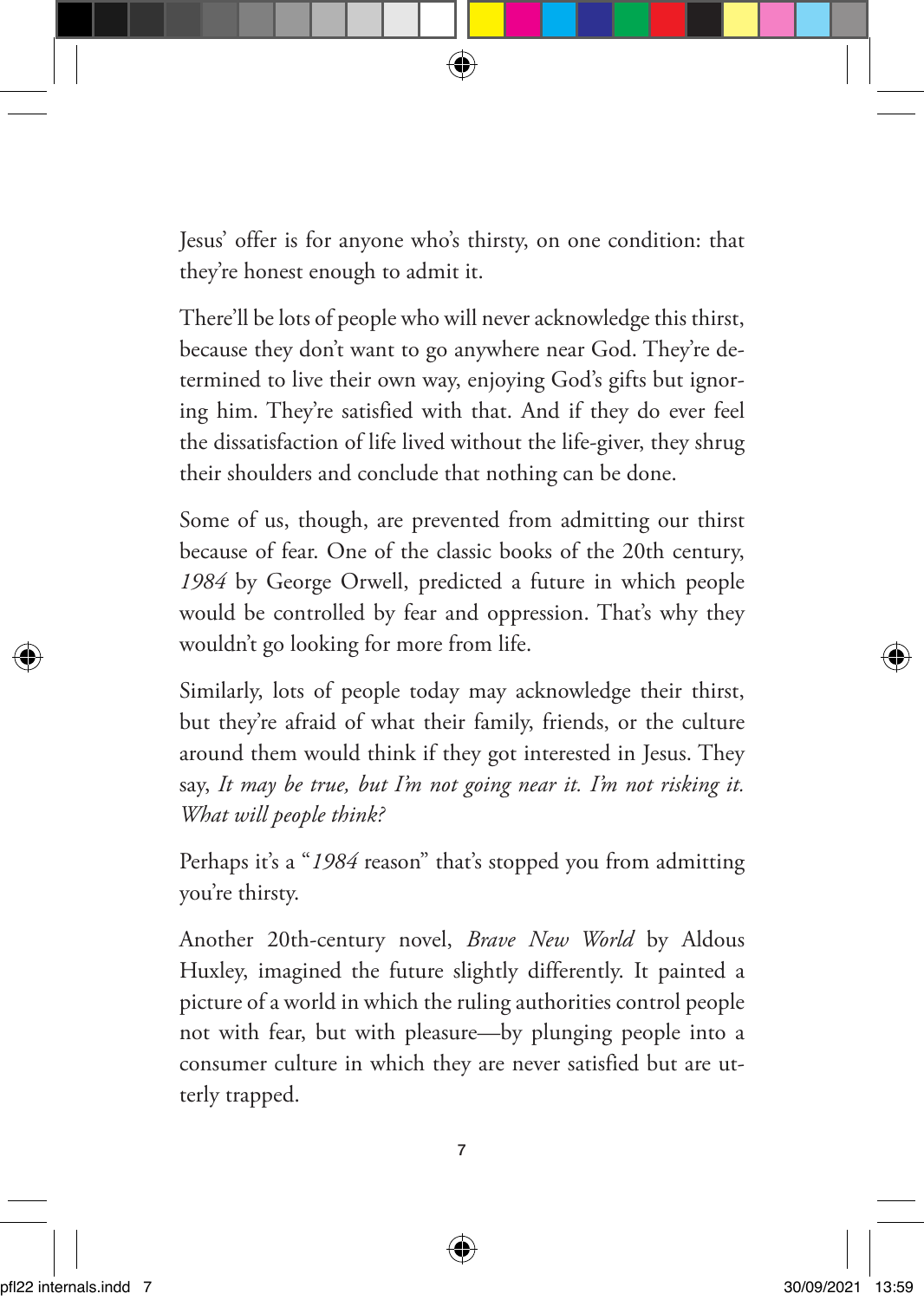Jesus' offer is for anyone who's thirsty, on one condition: that they're honest enough to admit it.

There'll be lots of people who will never acknowledge this thirst, because they don't want to go anywhere near God. They're determined to live their own way, enjoying God's gifts but ignoring him. They're satisfied with that. And if they do ever feel the dissatisfaction of life lived without the life-giver, they shrug their shoulders and conclude that nothing can be done.

Some of us, though, are prevented from admitting our thirst because of fear. One of the classic books of the 20th century, *1984* by George Orwell, predicted a future in which people would be controlled by fear and oppression. That's why they wouldn't go looking for more from life.

Similarly, lots of people today may acknowledge their thirst, but they're afraid of what their family, friends, or the culture around them would think if they got interested in Jesus. They say, *It may be true, but I'm not going near it. I'm not risking it. What will people think?*

Perhaps it's a "*1984* reason" that's stopped you from admitting you're thirsty.

Another 20th-century novel, *Brave New World* by Aldous Huxley, imagined the future slightly differently. It painted a picture of a world in which the ruling authorities control people not with fear, but with pleasure—by plunging people into a consumer culture in which they are never satisfied but are utterly trapped.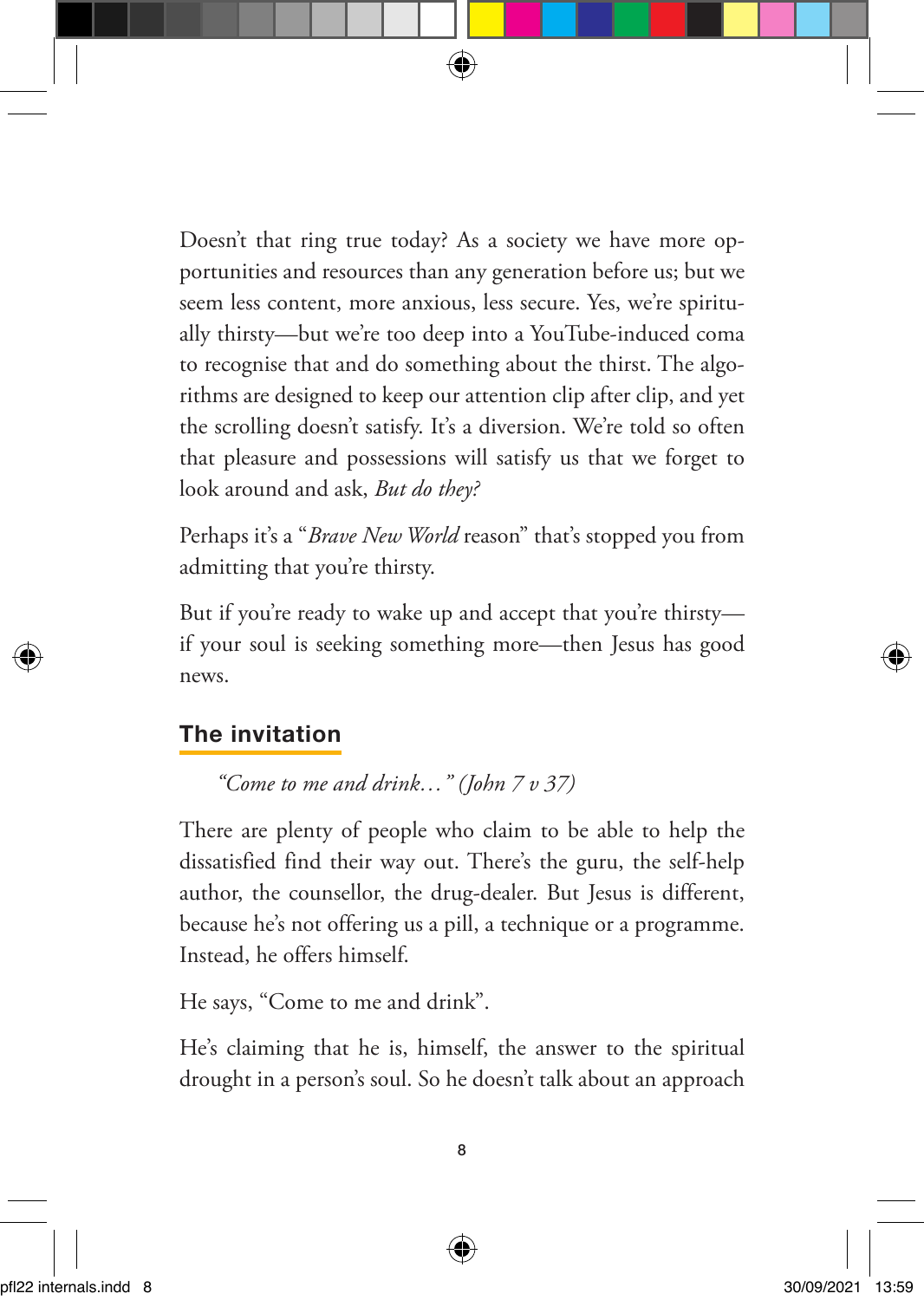Doesn't that ring true today? As a society we have more opportunities and resources than any generation before us; but we seem less content, more anxious, less secure. Yes, we're spiritually thirsty—but we're too deep into a YouTube-induced coma to recognise that and do something about the thirst. The algorithms are designed to keep our attention clip after clip, and yet the scrolling doesn't satisfy. It's a diversion. We're told so often that pleasure and possessions will satisfy us that we forget to look around and ask, *But do they?*

Perhaps it's a "*Brave New World* reason" that's stopped you from admitting that you're thirsty.

But if you're ready to wake up and accept that you're thirsty—if your soul is seeking something more—then Jesus has good news.

## The invitation

> *"Come to me and drink…" (John 7 v 37)*

There are plenty of people who claim to be able to help the dissatisfied find their way out. There's the guru, the self-help author, the counsellor, the drug-dealer. But Jesus is different, because he's not offering us a pill, a technique or a programme. Instead, he offers himself.

He says, "Come to me and drink".

He's claiming that he is, himself, the answer to the spiritual drought in a person's soul. So he doesn't talk about an approach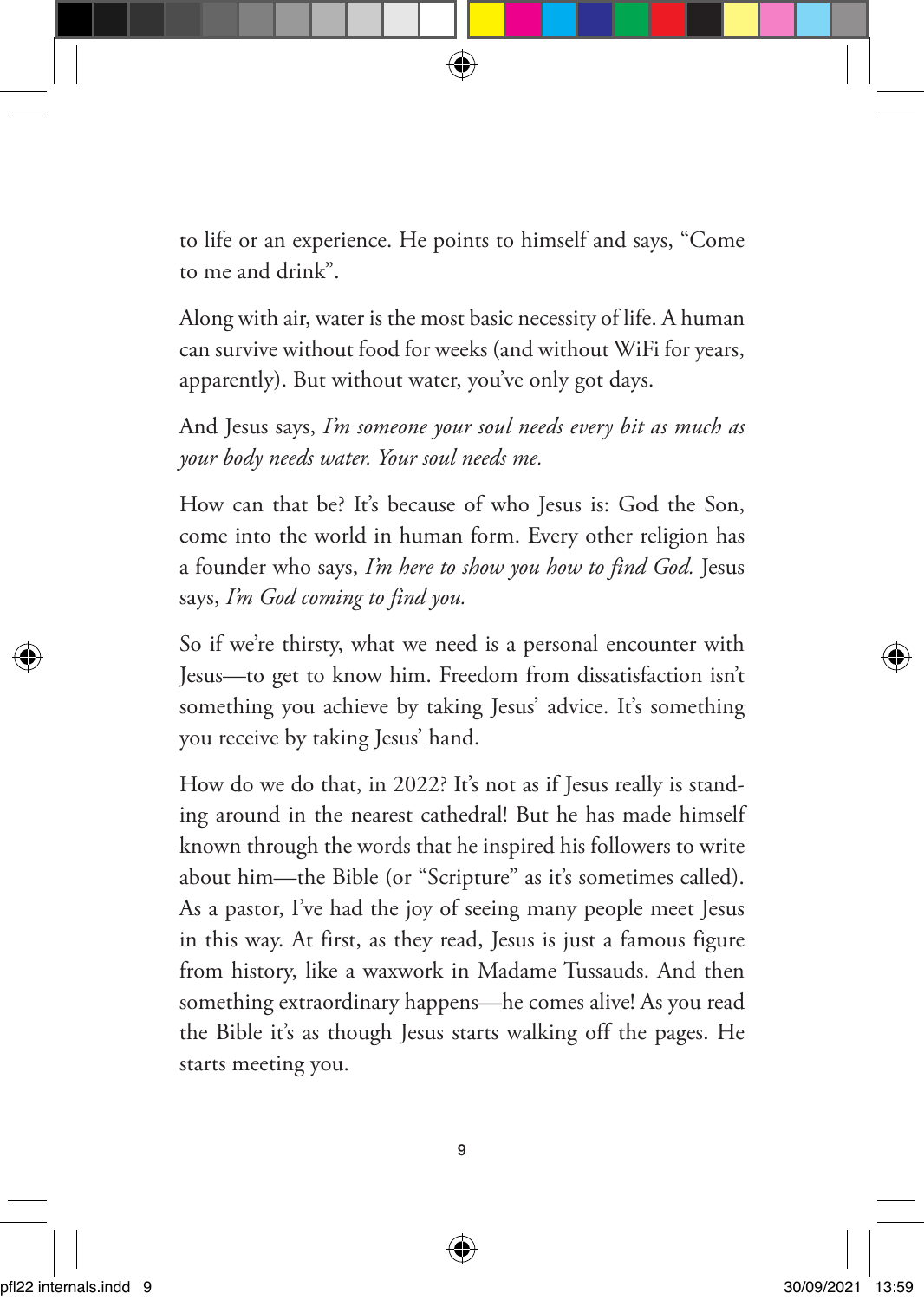to life or an experience. He points to himself and says, "Come to me and drink".

Along with air, water is the most basic necessity of life. A human can survive without food for weeks (and without WiFi for years, apparently). But without water, you've only got days.

And Jesus says, *I'm someone your soul needs every bit as much as your body needs water. Your soul needs me.*

How can that be? It's because of who Jesus is: God the Son, come into the world in human form. Every other religion has a founder who says, *I'm here to show you how to find God.* Jesus says, *I'm God coming to find you.*

So if we're thirsty, what we need is a personal encounter with Jesus—to get to know him. Freedom from dissatisfaction isn't something you achieve by taking Jesus' advice. It's something you receive by taking Jesus' hand.

How do we do that, in 2022? It's not as if Jesus really is standing around in the nearest cathedral! But he has made himself known through the words that he inspired his followers to write about him—the Bible (or "Scripture" as it's sometimes called). As a pastor, I've had the joy of seeing many people meet Jesus in this way. At first, as they read, Jesus is just a famous figure from history, like a waxwork in Madame Tussauds. And then something extraordinary happens—he comes alive! As you read the Bible it's as though Jesus starts walking off the pages. He starts meeting you.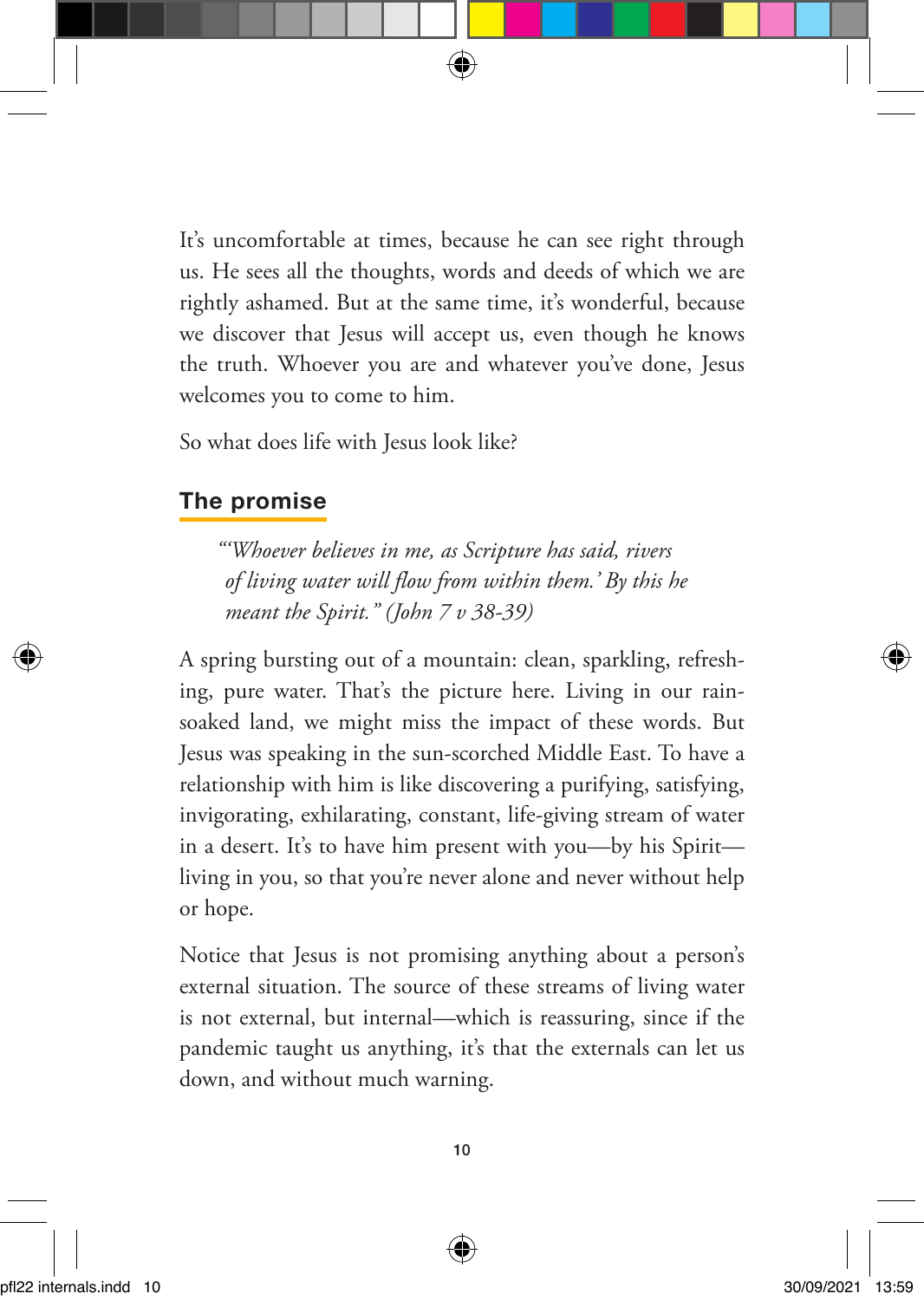It's uncomfortable at times, because he can see right through us. He sees all the thoughts, words and deeds of which we are rightly ashamed. But at the same time, it's wonderful, because we discover that Jesus will accept us, even though he knows the truth. Whoever you are and whatever you've done, Jesus welcomes you to come to him.

So what does life with Jesus look like?

## The promise

> *"'Whoever believes in me, as Scripture has said, rivers of living water will flow from within them.' By this he meant the Spirit." (John 7 v 38-39)*

A spring bursting out of a mountain: clean, sparkling, refreshing, pure water. That's the picture here. Living in our rain-soaked land, we might miss the impact of these words. But Jesus was speaking in the sun-scorched Middle East. To have a relationship with him is like discovering a purifying, satisfying, invigorating, exhilarating, constant, life-giving stream of water in a desert. It's to have him present with you—by his Spirit—living in you, so that you're never alone and never without help or hope.

Notice that Jesus is not promising anything about a person's external situation. The source of these streams of living water is not external, but internal—which is reassuring, since if the pandemic taught us anything, it's that the externals can let us down, and without much warning.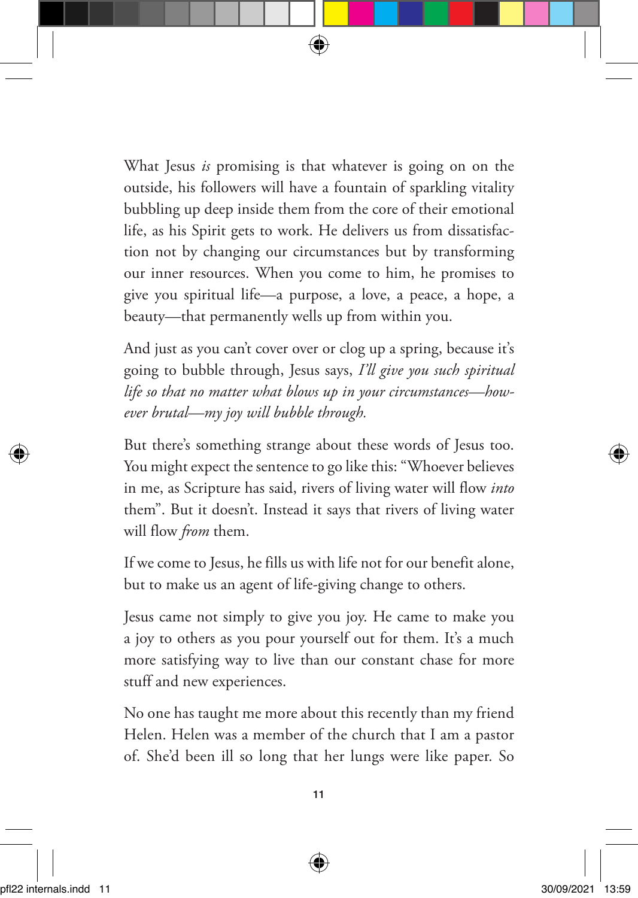What Jesus *is* promising is that whatever is going on on the outside, his followers will have a fountain of sparkling vitality bubbling up deep inside them from the core of their emotional life, as his Spirit gets to work. He delivers us from dissatisfaction not by changing our circumstances but by transforming our inner resources. When you come to him, he promises to give you spiritual life—a purpose, a love, a peace, a hope, a beauty—that permanently wells up from within you.

And just as you can't cover over or clog up a spring, because it's going to bubble through, Jesus says, *I'll give you such spiritual life so that no matter what blows up in your circumstances—however brutal—my joy will bubble through.*

But there's something strange about these words of Jesus too. You might expect the sentence to go like this: "Whoever believes in me, as Scripture has said, rivers of living water will flow *into* them". But it doesn't. Instead it says that rivers of living water will flow *from* them.

If we come to Jesus, he fills us with life not for our benefit alone, but to make us an agent of life-giving change to others.

Jesus came not simply to give you joy. He came to make you a joy to others as you pour yourself out for them. It's a much more satisfying way to live than our constant chase for more stuff and new experiences.

No one has taught me more about this recently than my friend Helen. Helen was a member of the church that I am a pastor of. She'd been ill so long that her lungs were like paper. So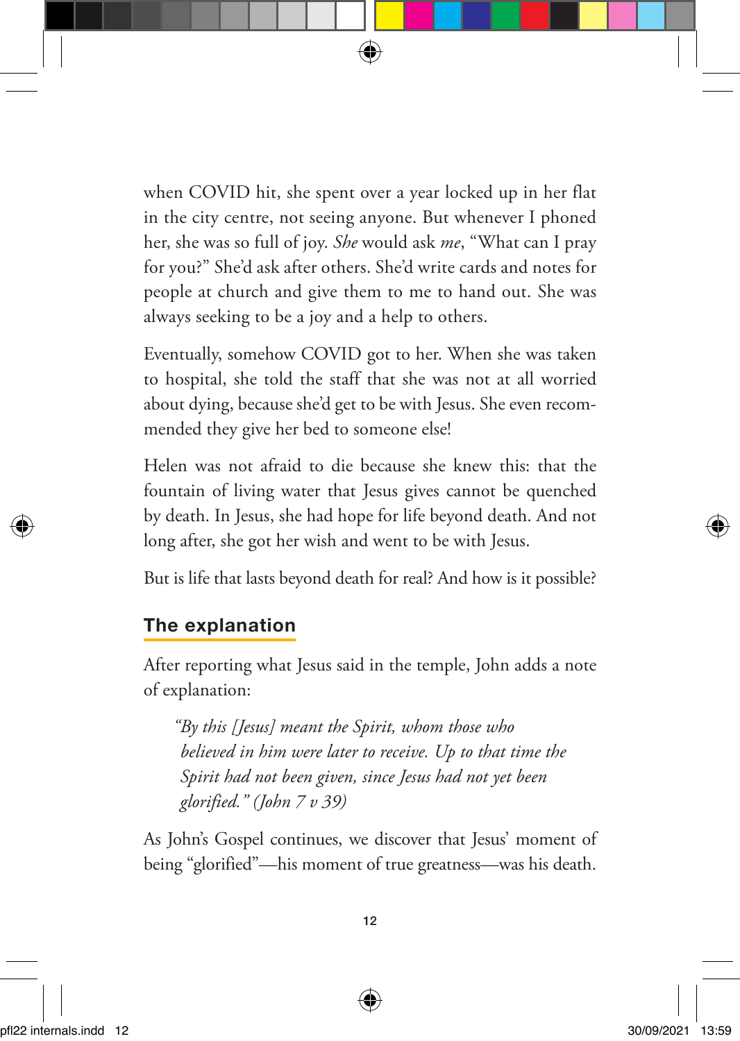when COVID hit, she spent over a year locked up in her flat in the city centre, not seeing anyone. But whenever I phoned her, she was so full of joy. *She* would ask *me*, “What can I pray for you?” She’d ask after others. She’d write cards and notes for people at church and give them to me to hand out. She was always seeking to be a joy and a help to others.

Eventually, somehow COVID got to her. When she was taken to hospital, she told the staff that she was not at all worried about dying, because she’d get to be with Jesus. She even recommended they give her bed to someone else!

Helen was not afraid to die because she knew this: that the fountain of living water that Jesus gives cannot be quenched by death. In Jesus, she had hope for life beyond death. And not long after, she got her wish and went to be with Jesus.

But is life that lasts beyond death for real? And how is it possible?

## The explanation

After reporting what Jesus said in the temple, John adds a note of explanation:

> *“By this [Jesus] meant the Spirit, whom those who believed in him were later to receive. Up to that time the Spirit had not been given, since Jesus had not yet been glorified.” (John 7 v 39)*

As John’s Gospel continues, we discover that Jesus’ moment of being “glorified”—his moment of true greatness—was his death.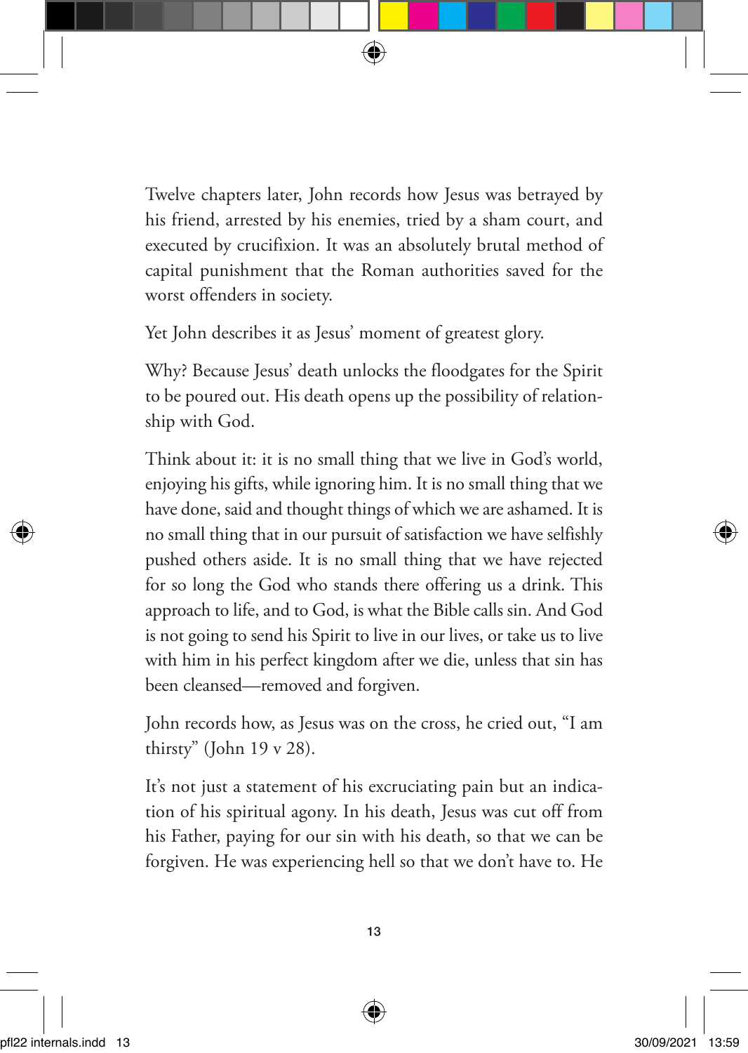Twelve chapters later, John records how Jesus was betrayed by his friend, arrested by his enemies, tried by a sham court, and executed by crucifixion. It was an absolutely brutal method of capital punishment that the Roman authorities saved for the worst offenders in society.

Yet John describes it as Jesus' moment of greatest glory.

Why? Because Jesus' death unlocks the floodgates for the Spirit to be poured out. His death opens up the possibility of relationship with God.

Think about it: it is no small thing that we live in God's world, enjoying his gifts, while ignoring him. It is no small thing that we have done, said and thought things of which we are ashamed. It is no small thing that in our pursuit of satisfaction we have selfishly pushed others aside. It is no small thing that we have rejected for so long the God who stands there offering us a drink. This approach to life, and to God, is what the Bible calls sin. And God is not going to send his Spirit to live in our lives, or take us to live with him in his perfect kingdom after we die, unless that sin has been cleansed—removed and forgiven.

John records how, as Jesus was on the cross, he cried out, "I am thirsty" (John 19 v 28).

It's not just a statement of his excruciating pain but an indication of his spiritual agony. In his death, Jesus was cut off from his Father, paying for our sin with his death, so that we can be forgiven. He was experiencing hell so that we don't have to. He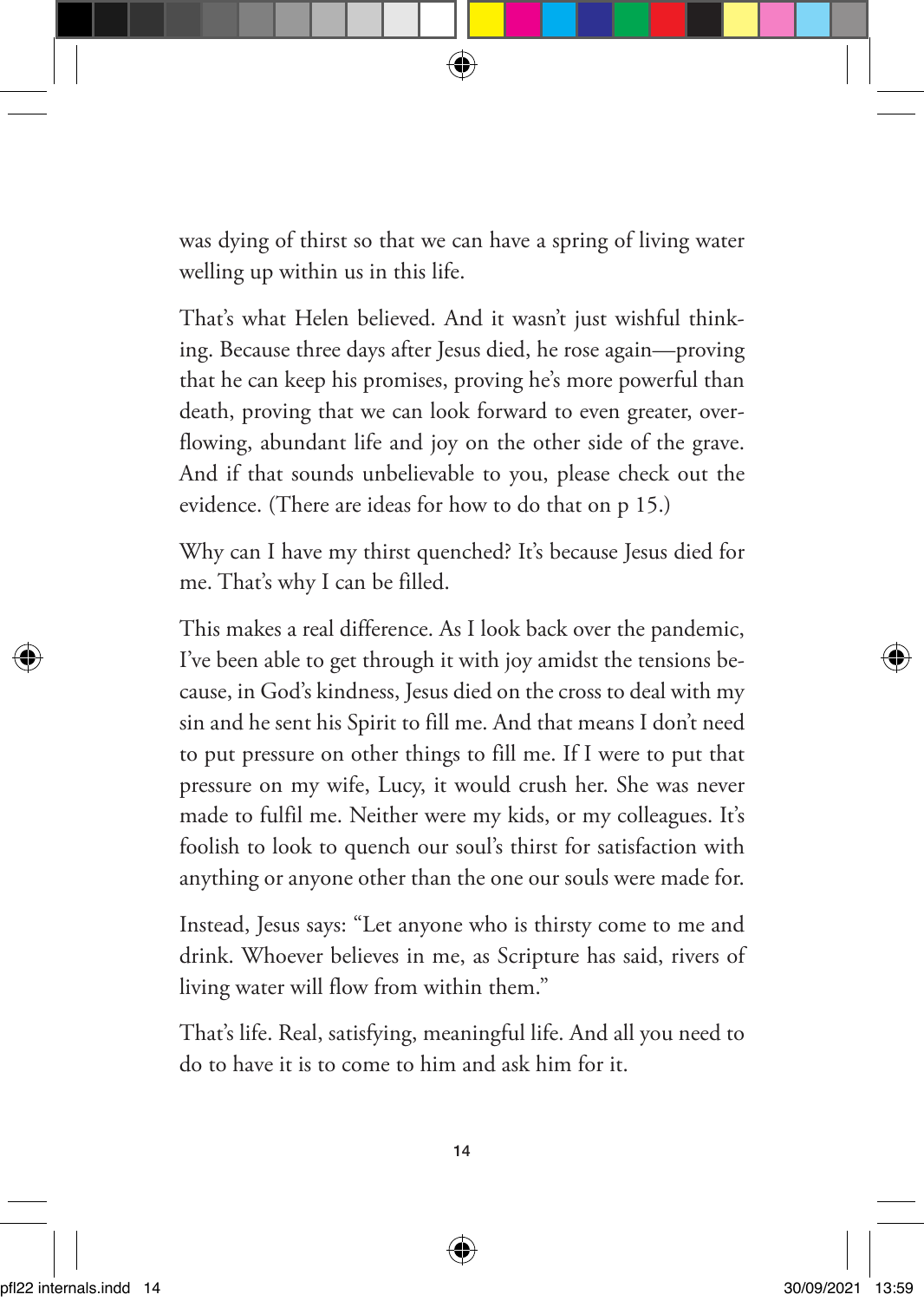was dying of thirst so that we can have a spring of living water welling up within us in this life.

That's what Helen believed. And it wasn't just wishful thinking. Because three days after Jesus died, he rose again—proving that he can keep his promises, proving he's more powerful than death, proving that we can look forward to even greater, overflowing, abundant life and joy on the other side of the grave. And if that sounds unbelievable to you, please check out the evidence. (There are ideas for how to do that on p 15.)

Why can I have my thirst quenched? It's because Jesus died for me. That's why I can be filled.

This makes a real difference. As I look back over the pandemic, I've been able to get through it with joy amidst the tensions because, in God's kindness, Jesus died on the cross to deal with my sin and he sent his Spirit to fill me. And that means I don't need to put pressure on other things to fill me. If I were to put that pressure on my wife, Lucy, it would crush her. She was never made to fulfil me. Neither were my kids, or my colleagues. It's foolish to look to quench our soul's thirst for satisfaction with anything or anyone other than the one our souls were made for.

Instead, Jesus says: "Let anyone who is thirsty come to me and drink. Whoever believes in me, as Scripture has said, rivers of living water will flow from within them."

That's life. Real, satisfying, meaningful life. And all you need to do to have it is to come to him and ask him for it.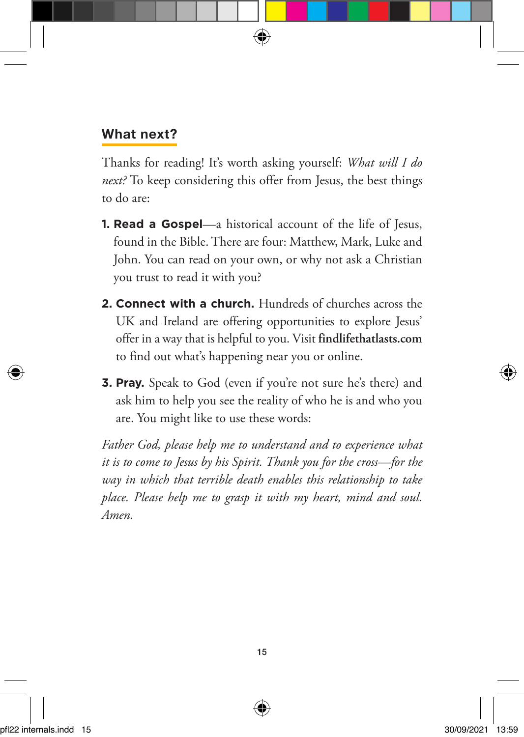## What next?

Thanks for reading! It's worth asking yourself: *What will I do next?* To keep considering this offer from Jesus, the best things to do are:

1. **Read a Gospel**—a historical account of the life of Jesus, found in the Bible. There are four: Matthew, Mark, Luke and John. You can read on your own, or why not ask a Christian you trust to read it with you?

2. **Connect with a church.** Hundreds of churches across the UK and Ireland are offering opportunities to explore Jesus' offer in a way that is helpful to you. Visit **findlifethatlasts.com** to find out what's happening near you or online.

3. **Pray.** Speak to God (even if you're not sure he's there) and ask him to help you see the reality of who he is and who you are. You might like to use these words:

*Father God, please help me to understand and to experience what it is to come to Jesus by his Spirit. Thank you for the cross—for the way in which that terrible death enables this relationship to take place. Please help me to grasp it with my heart, mind and soul. Amen.*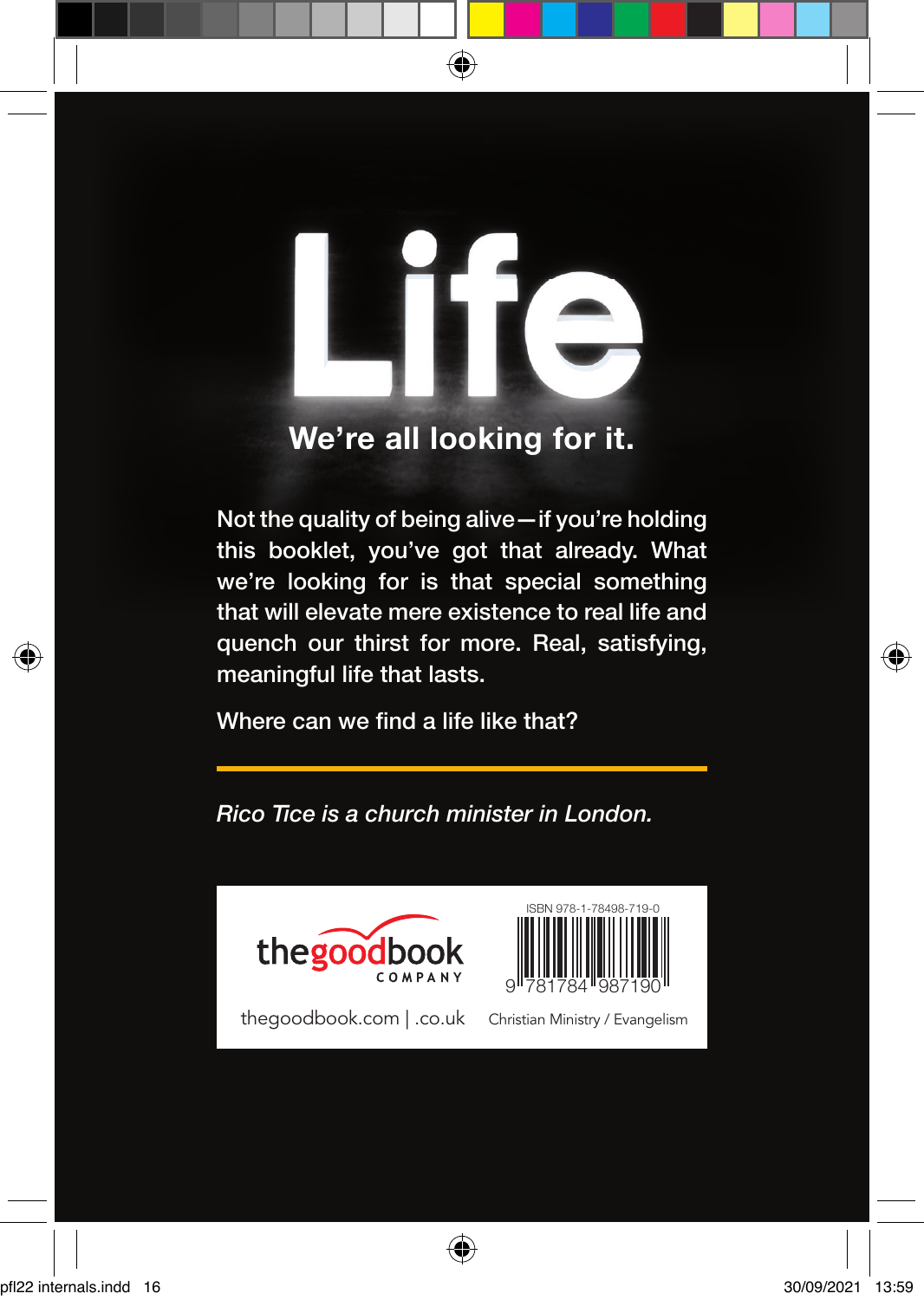# Life

## We're all looking for it.

Not the quality of being alive—if you're holding this booklet, you've got that already. What we're looking for is that special something that will elevate mere existence to real life and quench our thirst for more. Real, satisfying, meaningful life that lasts.

Where can we find a life like that?

---

*Rico Tice is a church minister in London.*

thegoodbook COMPANY

thegoodbook.com | .co.uk

ISBN 978-1-78498-719-0

9 781784 987190

Christian Ministry / Evangelism